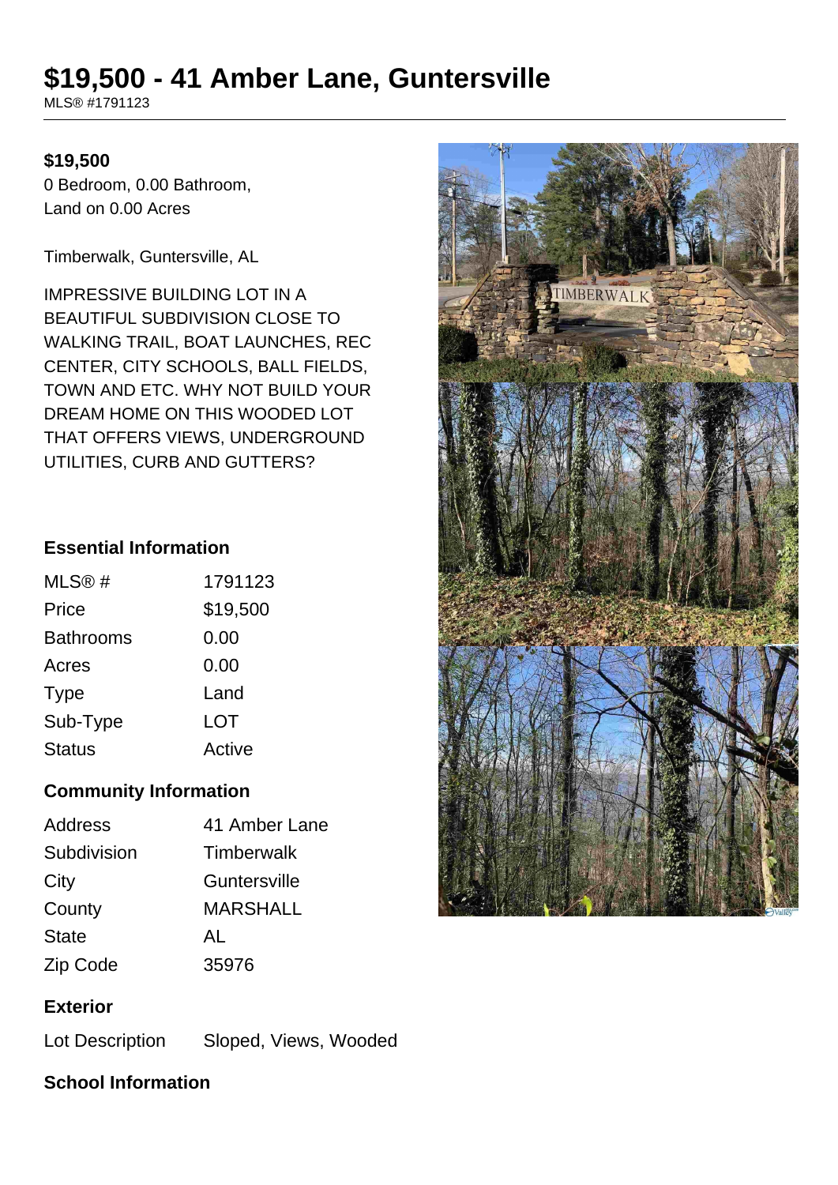# $19,500 - 41 Amber Lane, Guntersville

MLS® #1791123

**$19,500**

0 Bedroom, 0.00 Bathroom,
Land on 0.00 Acres

Timberwalk, Guntersville, AL

IMPRESSIVE BUILDING LOT IN A BEAUTIFUL SUBDIVISION CLOSE TO WALKING TRAIL, BOAT LAUNCHES, REC CENTER, CITY SCHOOLS, BALL FIELDS, TOWN AND ETC. WHY NOT BUILD YOUR DREAM HOME ON THIS WOODED LOT THAT OFFERS VIEWS, UNDERGROUND UTILITIES, CURB AND GUTTERS?

## Essential Information

| | |
|---|---|
| MLS® # | 1791123 |
| Price | $19,500 |
| Bathrooms | 0.00 |
| Acres | 0.00 |
| Type | Land |
| Sub-Type | LOT |
| Status | Active |

## Community Information

| | |
|---|---|
| Address | 41 Amber Lane |
| Subdivision | Timberwalk |
| City | Guntersville |
| County | MARSHALL |
| State | AL |
| Zip Code | 35976 |

## Exterior

| | |
|---|---|
| Lot Description | Sloped, Views, Wooded |

## School Information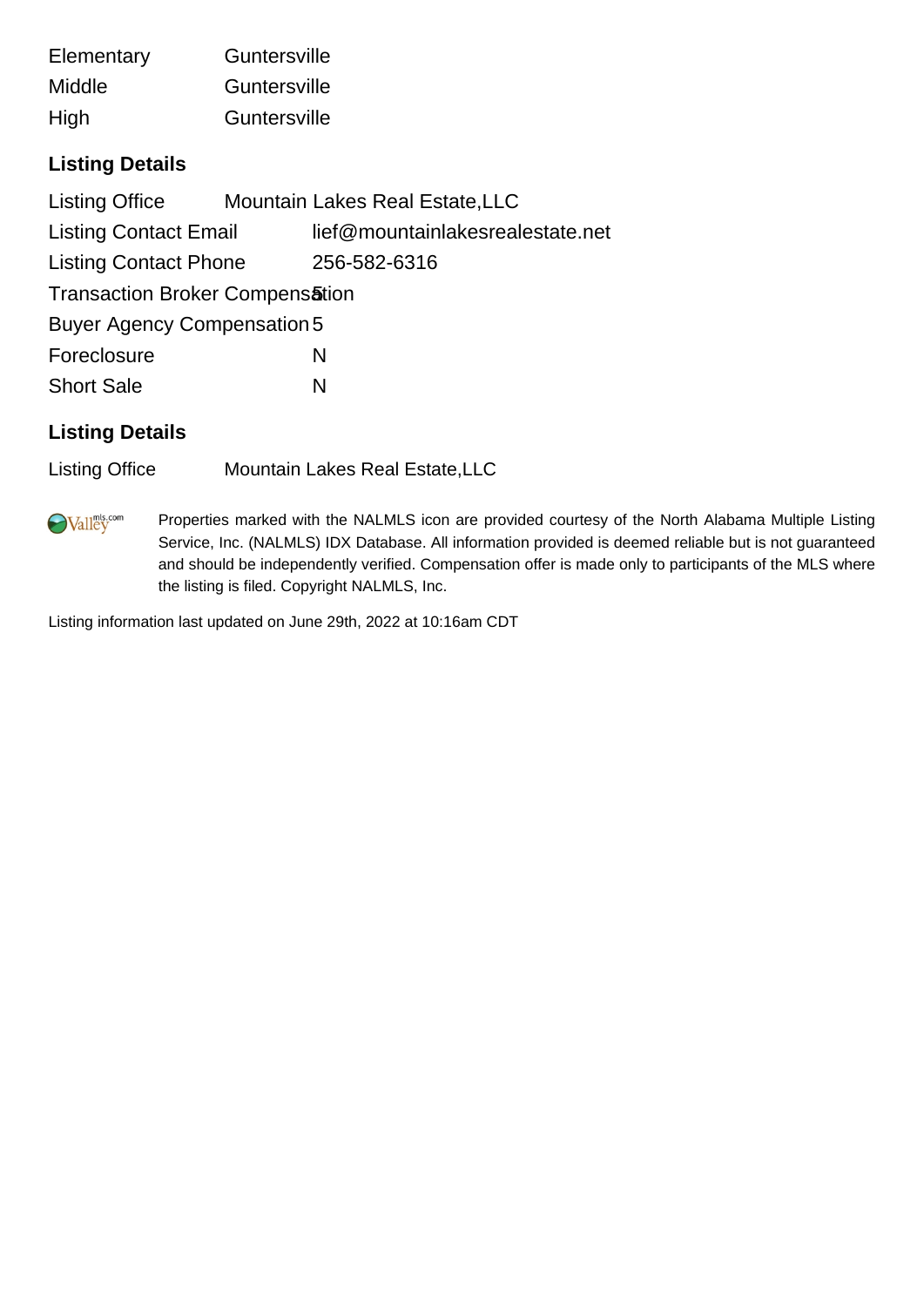| | |
|---|---|
| Elementary | Guntersville |
| Middle | Guntersville |
| High | Guntersville |

## Listing Details

| | |
|---|---|
| Listing Office | Mountain Lakes Real Estate,LLC |
| Listing Contact Email | lief@mountainlakesrealestate.net |
| Listing Contact Phone | 256-582-6316 |
| Transaction Broker Compensation | 5 |
| Buyer Agency Compensation | 5 |
| Foreclosure | N |
| Short Sale | N |

## Listing Details

| | |
|---|---|
| Listing Office | Mountain Lakes Real Estate,LLC |

Properties marked with the NALMLS icon are provided courtesy of the North Alabama Multiple Listing Service, Inc. (NALMLS) IDX Database. All information provided is deemed reliable but is not guaranteed and should be independently verified. Compensation offer is made only to participants of the MLS where the listing is filed. Copyright NALMLS, Inc.

Listing information last updated on June 29th, 2022 at 10:16am CDT